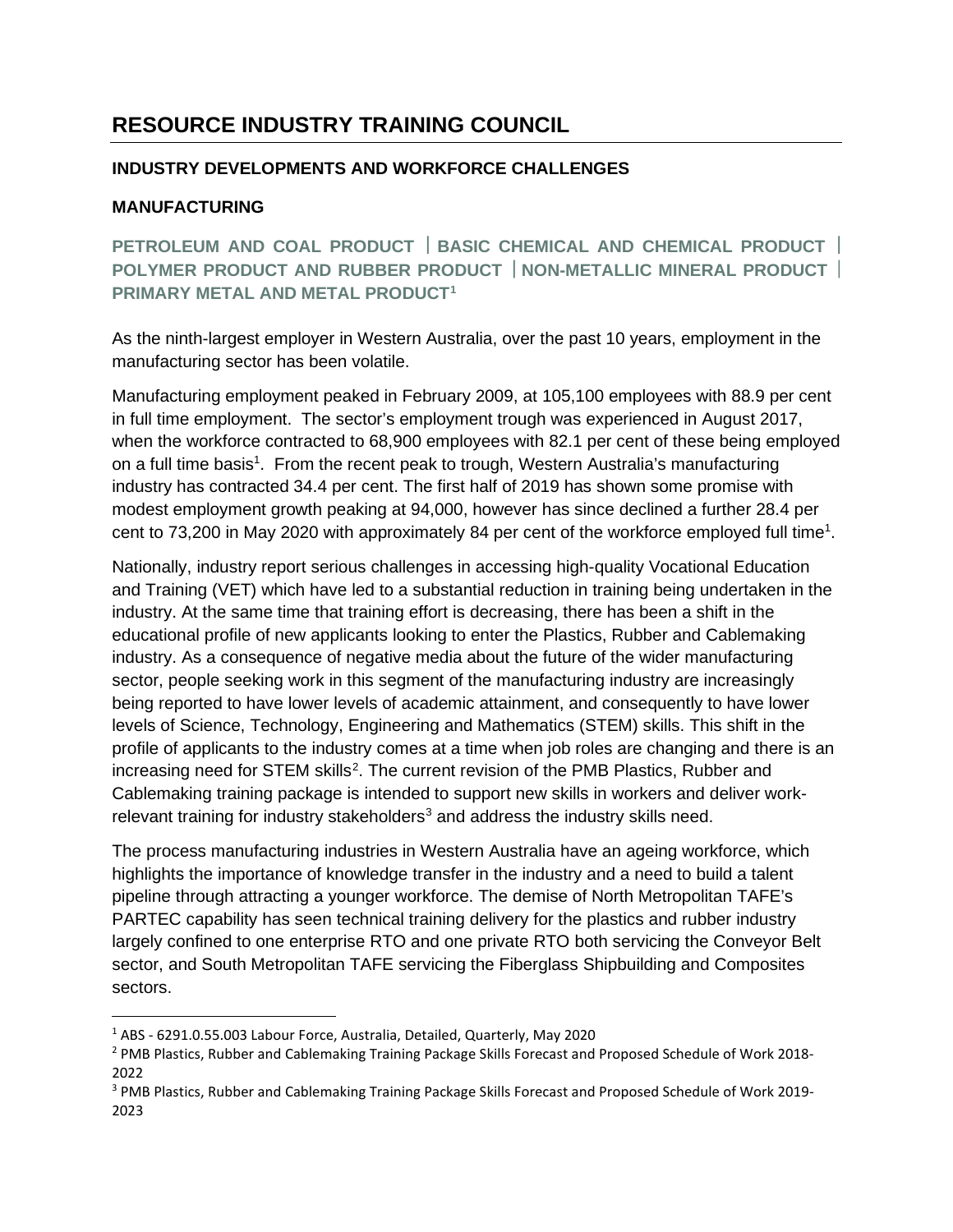# RESOURCE INDUSTRY TRAINING COUNCIL

### INDUSTRY DEVELOPMENTS AND WORKFORCE CHALLENGES

### MANUFACTURING

## PETROLEUM AND COAL PRODUCT | BASIC CHEMICAL AND CHEMICAL PRODUCT | POLYMER PRODUCT AND RUBBER PRODUCT | NON-METALLIC MINERAL PRODUCT | PRIMARY METAL AND METAL PRODUCT[1]

As the ninth-largest employer in Western Australia, over the past 10 years, employment in the manufacturing sector has been volatile.

Manufacturing employment peaked in February 2009, at 105,100 employees with 88.9 per cent in full time employment. The sector's employment trough was experienced in August 2017, when the workforce contracted to 68,900 employees with 82.1 per cent of these being employed on a full time basis[1]. From the recent peak to trough, Western Australia's manufacturing industry has contracted 34.4 per cent. The first half of 2019 has shown some promise with modest employment growth peaking at 94,000, however has since declined a further 28.4 per cent to 73,200 in May 2020 with approximately 84 per cent of the workforce employed full time[1].

Nationally, industry report serious challenges in accessing high-quality Vocational Education and Training (VET) which have led to a substantial reduction in training being undertaken in the industry. At the same time that training effort is decreasing, there has been a shift in the educational profile of new applicants looking to enter the Plastics, Rubber and Cablemaking industry. As a consequence of negative media about the future of the wider manufacturing sector, people seeking work in this segment of the manufacturing industry are increasingly being reported to have lower levels of academic attainment, and consequently to have lower levels of Science, Technology, Engineering and Mathematics (STEM) skills. This shift in the profile of applicants to the industry comes at a time when job roles are changing and there is an increasing need for STEM skills[2]. The current revision of the PMB Plastics, Rubber and Cablemaking training package is intended to support new skills in workers and deliver work-relevant training for industry stakeholders[3] and address the industry skills need.

The process manufacturing industries in Western Australia have an ageing workforce, which highlights the importance of knowledge transfer in the industry and a need to build a talent pipeline through attracting a younger workforce. The demise of North Metropolitan TAFE's PARTEC capability has seen technical training delivery for the plastics and rubber industry largely confined to one enterprise RTO and one private RTO both servicing the Conveyor Belt sector, and South Metropolitan TAFE servicing the Fiberglass Shipbuilding and Composites sectors.

---

[1] ABS - 6291.0.55.003 Labour Force, Australia, Detailed, Quarterly, May 2020

[2] PMB Plastics, Rubber and Cablemaking Training Package Skills Forecast and Proposed Schedule of Work 2018-2022

[3] PMB Plastics, Rubber and Cablemaking Training Package Skills Forecast and Proposed Schedule of Work 2019-2023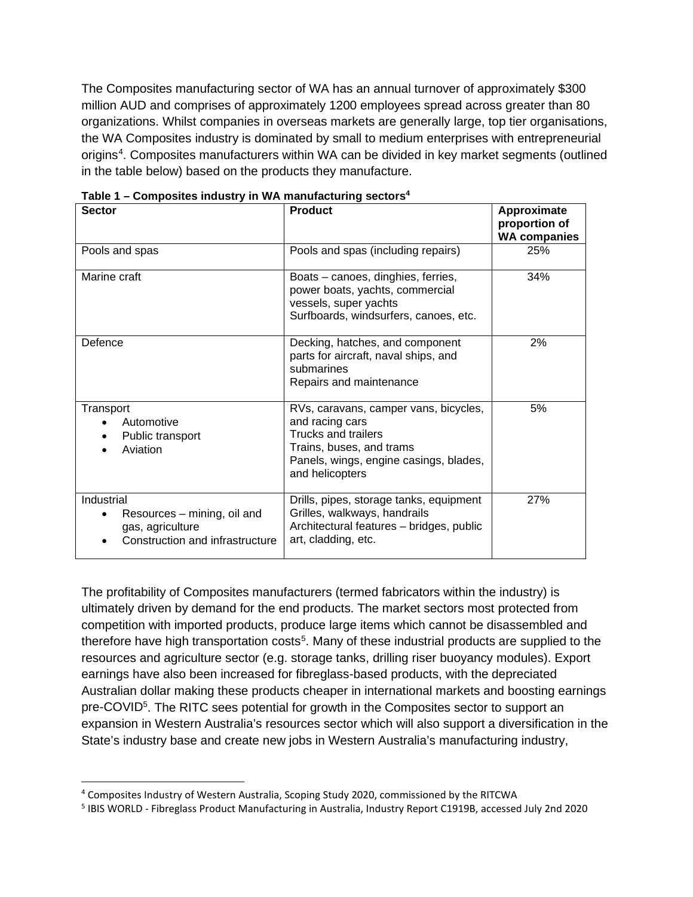The Composites manufacturing sector of WA has an annual turnover of approximately $300 million AUD and comprises of approximately 1200 employees spread across greater than 80 organizations. Whilst companies in overseas markets are generally large, top tier organisations, the WA Composites industry is dominated by small to medium enterprises with entrepreneurial origins[4]. Composites manufacturers within WA can be divided in key market segments (outlined in the table below) based on the products they manufacture.

**Table 1 – Composites industry in WA manufacturing sectors[4]**

| Sector | Product | Approximate proportion of WA companies |
|---|---|---|
| Pools and spas | Pools and spas (including repairs) | 25% |
| Marine craft | Boats – canoes, dinghies, ferries, power boats, yachts, commercial vessels, super yachts<br>Surfboards, windsurfers, canoes, etc. | 34% |
| Defence | Decking, hatches, and component parts for aircraft, naval ships, and submarines<br>Repairs and maintenance | 2% |
| Transport<br>• Automotive<br>• Public transport<br>• Aviation | RVs, caravans, camper vans, bicycles, and racing cars<br>Trucks and trailers<br>Trains, buses, and trams<br>Panels, wings, engine casings, blades, and helicopters | 5% |
| Industrial<br>• Resources – mining, oil and gas, agriculture<br>• Construction and infrastructure | Drills, pipes, storage tanks, equipment<br>Grilles, walkways, handrails<br>Architectural features – bridges, public art, cladding, etc. | 27% |

The profitability of Composites manufacturers (termed fabricators within the industry) is ultimately driven by demand for the end products. The market sectors most protected from competition with imported products, produce large items which cannot be disassembled and therefore have high transportation costs[5]. Many of these industrial products are supplied to the resources and agriculture sector (e.g. storage tanks, drilling riser buoyancy modules). Export earnings have also been increased for fibreglass-based products, with the depreciated Australian dollar making these products cheaper in international markets and boosting earnings pre-COVID[5]. The RITC sees potential for growth in the Composites sector to support an expansion in Western Australia's resources sector which will also support a diversification in the State's industry base and create new jobs in Western Australia's manufacturing industry,

[4] Composites Industry of Western Australia, Scoping Study 2020, commissioned by the RITCWA

[5] IBIS WORLD - Fibreglass Product Manufacturing in Australia, Industry Report C1919B, accessed July 2nd 2020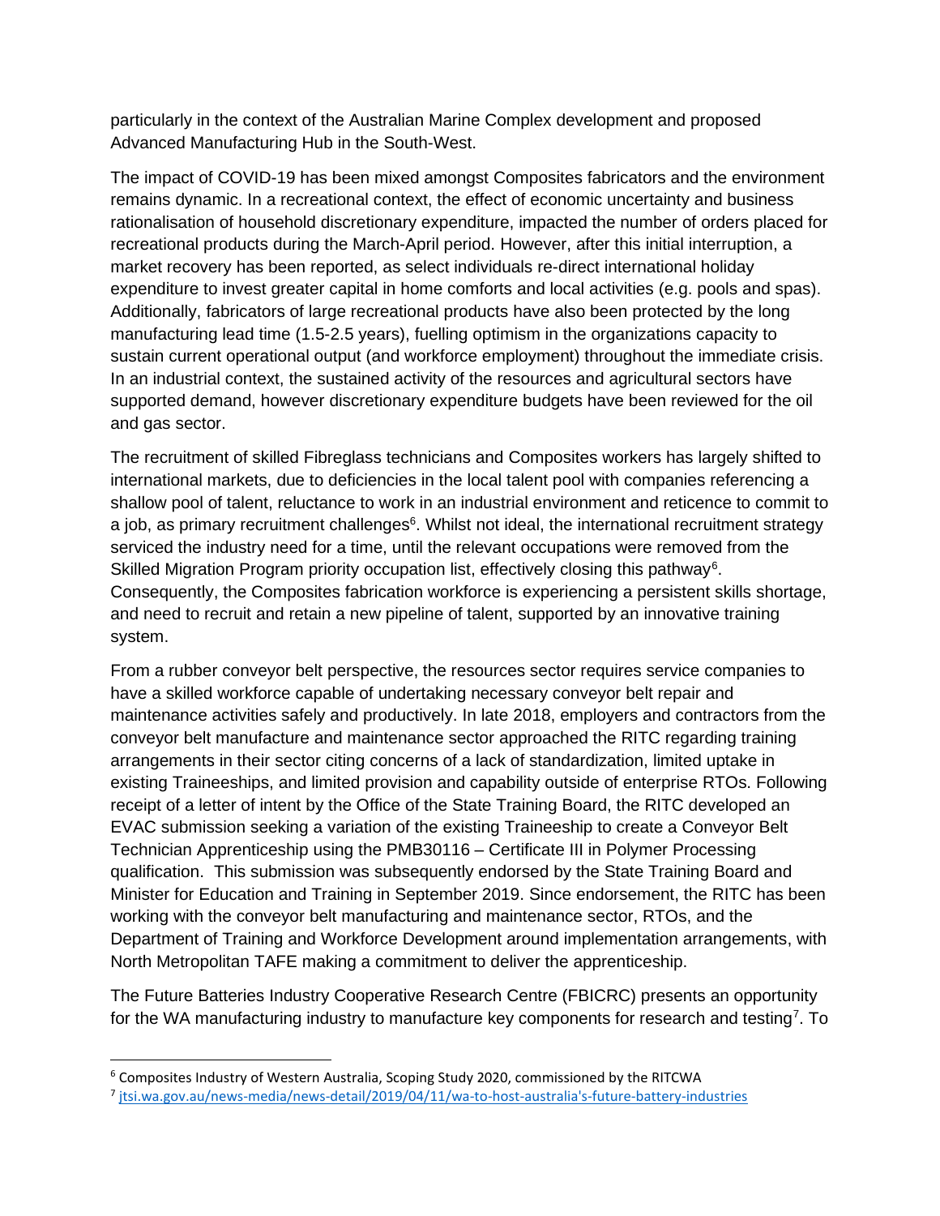particularly in the context of the Australian Marine Complex development and proposed Advanced Manufacturing Hub in the South-West.

The impact of COVID-19 has been mixed amongst Composites fabricators and the environment remains dynamic. In a recreational context, the effect of economic uncertainty and business rationalisation of household discretionary expenditure, impacted the number of orders placed for recreational products during the March-April period. However, after this initial interruption, a market recovery has been reported, as select individuals re-direct international holiday expenditure to invest greater capital in home comforts and local activities (e.g. pools and spas). Additionally, fabricators of large recreational products have also been protected by the long manufacturing lead time (1.5-2.5 years), fuelling optimism in the organizations capacity to sustain current operational output (and workforce employment) throughout the immediate crisis. In an industrial context, the sustained activity of the resources and agricultural sectors have supported demand, however discretionary expenditure budgets have been reviewed for the oil and gas sector.

The recruitment of skilled Fibreglass technicians and Composites workers has largely shifted to international markets, due to deficiencies in the local talent pool with companies referencing a shallow pool of talent, reluctance to work in an industrial environment and reticence to commit to a job, as primary recruitment challenges[6]. Whilst not ideal, the international recruitment strategy serviced the industry need for a time, until the relevant occupations were removed from the Skilled Migration Program priority occupation list, effectively closing this pathway[6]. Consequently, the Composites fabrication workforce is experiencing a persistent skills shortage, and need to recruit and retain a new pipeline of talent, supported by an innovative training system.

From a rubber conveyor belt perspective, the resources sector requires service companies to have a skilled workforce capable of undertaking necessary conveyor belt repair and maintenance activities safely and productively. In late 2018, employers and contractors from the conveyor belt manufacture and maintenance sector approached the RITC regarding training arrangements in their sector citing concerns of a lack of standardization, limited uptake in existing Traineeships, and limited provision and capability outside of enterprise RTOs. Following receipt of a letter of intent by the Office of the State Training Board, the RITC developed an EVAC submission seeking a variation of the existing Traineeship to create a Conveyor Belt Technician Apprenticeship using the PMB30116 – Certificate III in Polymer Processing qualification. This submission was subsequently endorsed by the State Training Board and Minister for Education and Training in September 2019. Since endorsement, the RITC has been working with the conveyor belt manufacturing and maintenance sector, RTOs, and the Department of Training and Workforce Development around implementation arrangements, with North Metropolitan TAFE making a commitment to deliver the apprenticeship.

The Future Batteries Industry Cooperative Research Centre (FBICRC) presents an opportunity for the WA manufacturing industry to manufacture key components for research and testing[7]. To

---

[6] Composites Industry of Western Australia, Scoping Study 2020, commissioned by the RITCWA

[7] jtsi.wa.gov.au/news-media/news-detail/2019/04/11/wa-to-host-australia's-future-battery-industries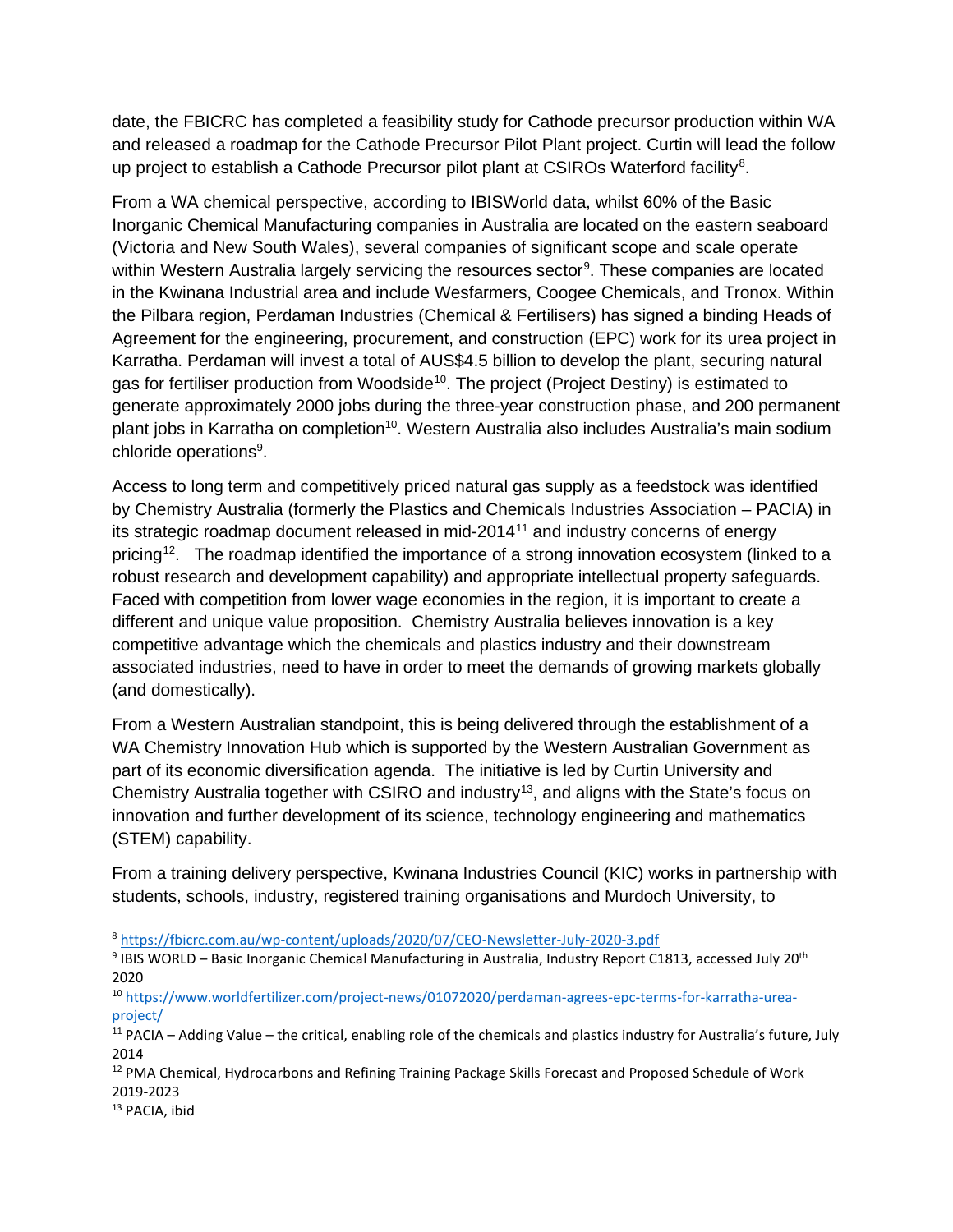date, the FBICRC has completed a feasibility study for Cathode precursor production within WA and released a roadmap for the Cathode Precursor Pilot Plant project. Curtin will lead the follow up project to establish a Cathode Precursor pilot plant at CSIROs Waterford facility[8].

From a WA chemical perspective, according to IBISWorld data, whilst 60% of the Basic Inorganic Chemical Manufacturing companies in Australia are located on the eastern seaboard (Victoria and New South Wales), several companies of significant scope and scale operate within Western Australia largely servicing the resources sector[9]. These companies are located in the Kwinana Industrial area and include Wesfarmers, Coogee Chemicals, and Tronox. Within the Pilbara region, Perdaman Industries (Chemical & Fertilisers) has signed a binding Heads of Agreement for the engineering, procurement, and construction (EPC) work for its urea project in Karratha. Perdaman will invest a total of AUS$4.5 billion to develop the plant, securing natural gas for fertiliser production from Woodside[10]. The project (Project Destiny) is estimated to generate approximately 2000 jobs during the three-year construction phase, and 200 permanent plant jobs in Karratha on completion[10]. Western Australia also includes Australia's main sodium chloride operations[9].

Access to long term and competitively priced natural gas supply as a feedstock was identified by Chemistry Australia (formerly the Plastics and Chemicals Industries Association – PACIA) in its strategic roadmap document released in mid-2014[11] and industry concerns of energy pricing[12]. The roadmap identified the importance of a strong innovation ecosystem (linked to a robust research and development capability) and appropriate intellectual property safeguards. Faced with competition from lower wage economies in the region, it is important to create a different and unique value proposition. Chemistry Australia believes innovation is a key competitive advantage which the chemicals and plastics industry and their downstream associated industries, need to have in order to meet the demands of growing markets globally (and domestically).

From a Western Australian standpoint, this is being delivered through the establishment of a WA Chemistry Innovation Hub which is supported by the Western Australian Government as part of its economic diversification agenda. The initiative is led by Curtin University and Chemistry Australia together with CSIRO and industry[13], and aligns with the State's focus on innovation and further development of its science, technology engineering and mathematics (STEM) capability.

From a training delivery perspective, Kwinana Industries Council (KIC) works in partnership with students, schools, industry, registered training organisations and Murdoch University, to

---

[8] https://fbicrc.com.au/wp-content/uploads/2020/07/CEO-Newsletter-July-2020-3.pdf

[9] IBIS WORLD – Basic Inorganic Chemical Manufacturing in Australia, Industry Report C1813, accessed July 20th 2020

[10] https://www.worldfertilizer.com/project-news/01072020/perdaman-agrees-epc-terms-for-karratha-urea-project/

[11] PACIA – Adding Value – the critical, enabling role of the chemicals and plastics industry for Australia's future, July 2014

[12] PMA Chemical, Hydrocarbons and Refining Training Package Skills Forecast and Proposed Schedule of Work 2019-2023

[13] PACIA, ibid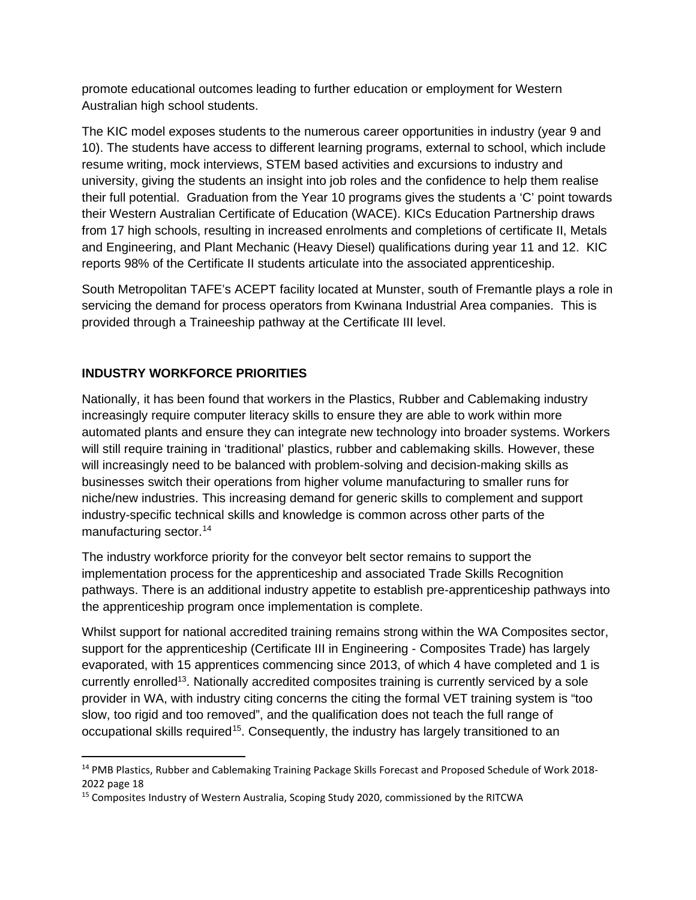promote educational outcomes leading to further education or employment for Western Australian high school students.

The KIC model exposes students to the numerous career opportunities in industry (year 9 and 10). The students have access to different learning programs, external to school, which include resume writing, mock interviews, STEM based activities and excursions to industry and university, giving the students an insight into job roles and the confidence to help them realise their full potential. Graduation from the Year 10 programs gives the students a 'C' point towards their Western Australian Certificate of Education (WACE). KICs Education Partnership draws from 17 high schools, resulting in increased enrolments and completions of certificate II, Metals and Engineering, and Plant Mechanic (Heavy Diesel) qualifications during year 11 and 12. KIC reports 98% of the Certificate II students articulate into the associated apprenticeship.

South Metropolitan TAFE's ACEPT facility located at Munster, south of Fremantle plays a role in servicing the demand for process operators from Kwinana Industrial Area companies. This is provided through a Traineeship pathway at the Certificate III level.

## INDUSTRY WORKFORCE PRIORITIES

Nationally, it has been found that workers in the Plastics, Rubber and Cablemaking industry increasingly require computer literacy skills to ensure they are able to work within more automated plants and ensure they can integrate new technology into broader systems. Workers will still require training in 'traditional' plastics, rubber and cablemaking skills. However, these will increasingly need to be balanced with problem-solving and decision-making skills as businesses switch their operations from higher volume manufacturing to smaller runs for niche/new industries. This increasing demand for generic skills to complement and support industry-specific technical skills and knowledge is common across other parts of the manufacturing sector.[14]

The industry workforce priority for the conveyor belt sector remains to support the implementation process for the apprenticeship and associated Trade Skills Recognition pathways. There is an additional industry appetite to establish pre-apprenticeship pathways into the apprenticeship program once implementation is complete.

Whilst support for national accredited training remains strong within the WA Composites sector, support for the apprenticeship (Certificate III in Engineering - Composites Trade) has largely evaporated, with 15 apprentices commencing since 2013, of which 4 have completed and 1 is currently enrolled[13]. Nationally accredited composites training is currently serviced by a sole provider in WA, with industry citing concerns the citing the formal VET training system is "too slow, too rigid and too removed", and the qualification does not teach the full range of occupational skills required[15]. Consequently, the industry has largely transitioned to an

[14] PMB Plastics, Rubber and Cablemaking Training Package Skills Forecast and Proposed Schedule of Work 2018-2022 page 18

[15] Composites Industry of Western Australia, Scoping Study 2020, commissioned by the RITCWA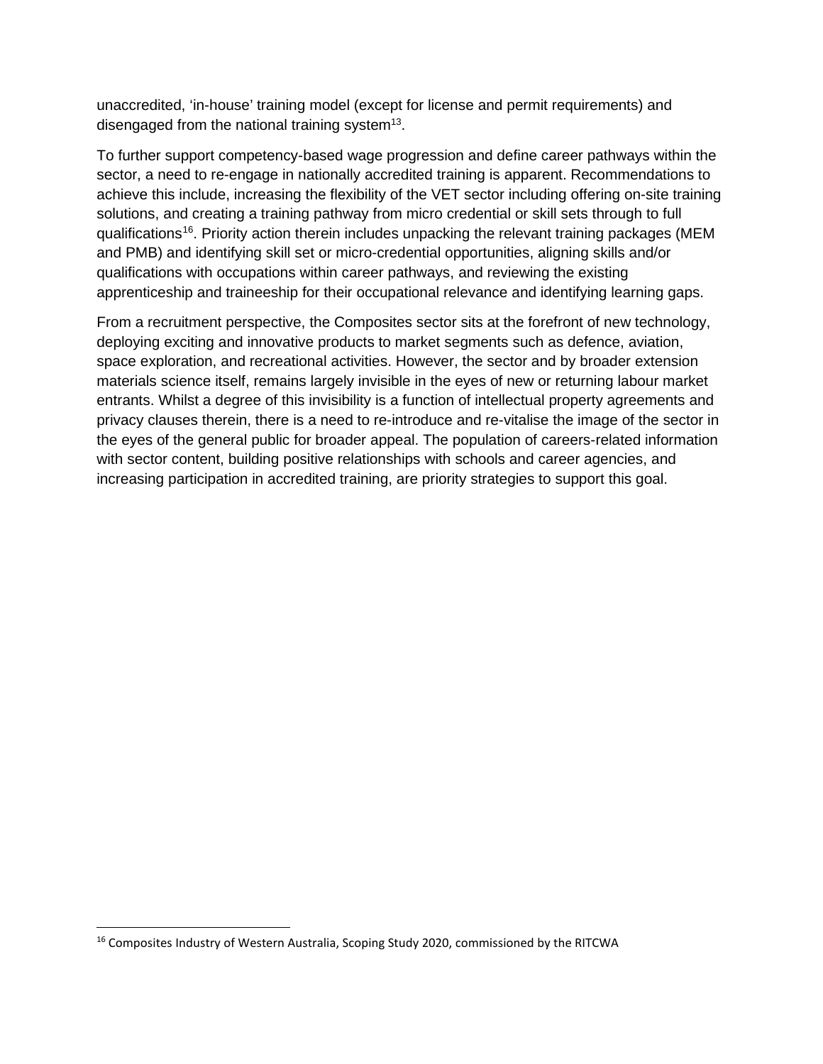unaccredited, 'in-house' training model (except for license and permit requirements) and disengaged from the national training system[13].

To further support competency-based wage progression and define career pathways within the sector, a need to re-engage in nationally accredited training is apparent. Recommendations to achieve this include, increasing the flexibility of the VET sector including offering on-site training solutions, and creating a training pathway from micro credential or skill sets through to full qualifications[16]. Priority action therein includes unpacking the relevant training packages (MEM and PMB) and identifying skill set or micro-credential opportunities, aligning skills and/or qualifications with occupations within career pathways, and reviewing the existing apprenticeship and traineeship for their occupational relevance and identifying learning gaps.

From a recruitment perspective, the Composites sector sits at the forefront of new technology, deploying exciting and innovative products to market segments such as defence, aviation, space exploration, and recreational activities. However, the sector and by broader extension materials science itself, remains largely invisible in the eyes of new or returning labour market entrants. Whilst a degree of this invisibility is a function of intellectual property agreements and privacy clauses therein, there is a need to re-introduce and re-vitalise the image of the sector in the eyes of the general public for broader appeal. The population of careers-related information with sector content, building positive relationships with schools and career agencies, and increasing participation in accredited training, are priority strategies to support this goal.

---

[16] Composites Industry of Western Australia, Scoping Study 2020, commissioned by the RITCWA